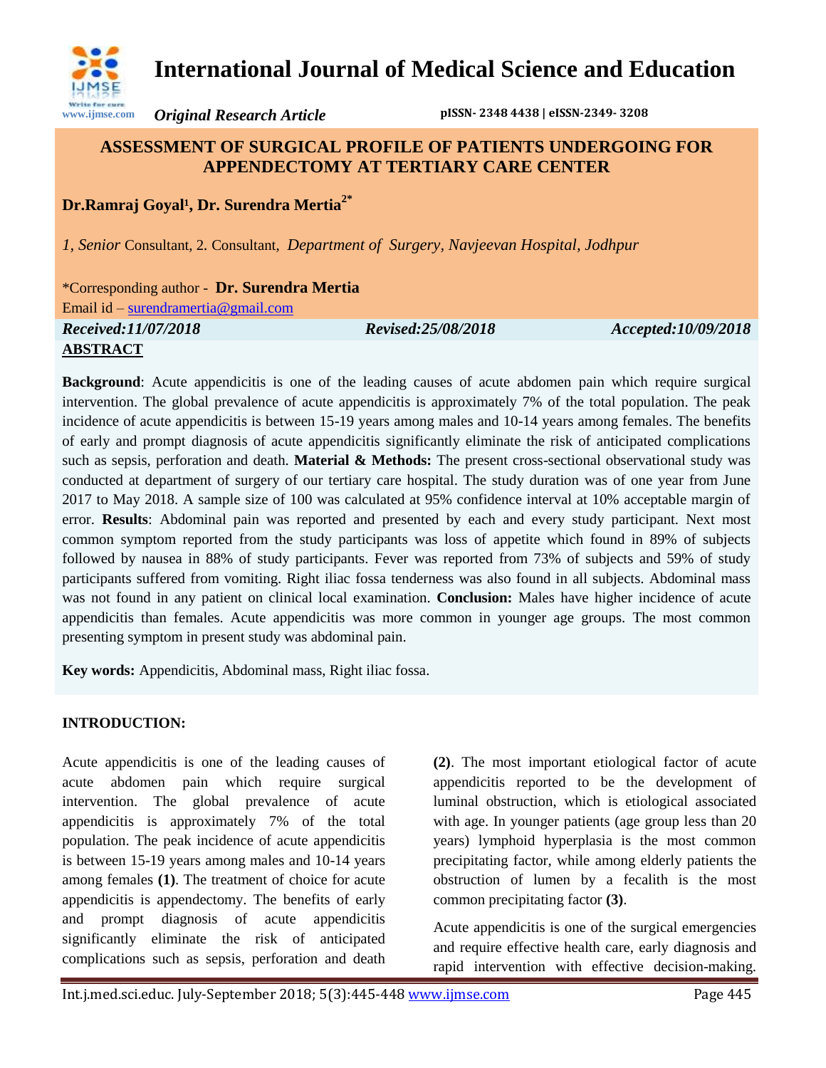# International Journal of Medical Science and Education

*Original Research Article*

pISSN- 2348 4438 | eISSN-2349- 3208

## ASSESSMENT OF SURGICAL PROFILE OF PATIENTS UNDERGOING FOR APPENDECTOMY AT TERTIARY CARE CENTER

**Dr.Ramraj Goyal[1], Dr. Surendra Mertia[2*]**

*1, Senior* Consultant, 2. Consultant, *Department of Surgery, Navjeevan Hospital, Jodhpur*

*Corresponding author - **Dr. Surendra Mertia**
Email id – surendramertia@gmail.com

***Received:11/07/2018*** ***Revised:25/08/2018*** ***Accepted:10/09/2018***

### ABSTRACT

**Background**: Acute appendicitis is one of the leading causes of acute abdomen pain which require surgical intervention. The global prevalence of acute appendicitis is approximately 7% of the total population. The peak incidence of acute appendicitis is between 15-19 years among males and 10-14 years among females. The benefits of early and prompt diagnosis of acute appendicitis significantly eliminate the risk of anticipated complications such as sepsis, perforation and death. **Material & Methods:** The present cross-sectional observational study was conducted at department of surgery of our tertiary care hospital. The study duration was of one year from June 2017 to May 2018. A sample size of 100 was calculated at 95% confidence interval at 10% acceptable margin of error. **Results**: Abdominal pain was reported and presented by each and every study participant. Next most common symptom reported from the study participants was loss of appetite which found in 89% of subjects followed by nausea in 88% of study participants. Fever was reported from 73% of subjects and 59% of study participants suffered from vomiting. Right iliac fossa tenderness was also found in all subjects. Abdominal mass was not found in any patient on clinical local examination. **Conclusion:** Males have higher incidence of acute appendicitis than females. Acute appendicitis was more common in younger age groups. The most common presenting symptom in present study was abdominal pain.

**Key words:** Appendicitis, Abdominal mass, Right iliac fossa.

### INTRODUCTION:

Acute appendicitis is one of the leading causes of acute abdomen pain which require surgical intervention. The global prevalence of acute appendicitis is approximately 7% of the total population. The peak incidence of acute appendicitis is between 15-19 years among males and 10-14 years among females **(1)**. The treatment of choice for acute appendicitis is appendectomy. The benefits of early and prompt diagnosis of acute appendicitis significantly eliminate the risk of anticipated complications such as sepsis, perforation and death **(2)**. The most important etiological factor of acute appendicitis reported to be the development of luminal obstruction, which is etiological associated with age. In younger patients (age group less than 20 years) lymphoid hyperplasia is the most common precipitating factor, while among elderly patients the obstruction of lumen by a fecalith is the most common precipitating factor **(3)**.

Acute appendicitis is one of the surgical emergencies and require effective health care, early diagnosis and rapid intervention with effective decision-making.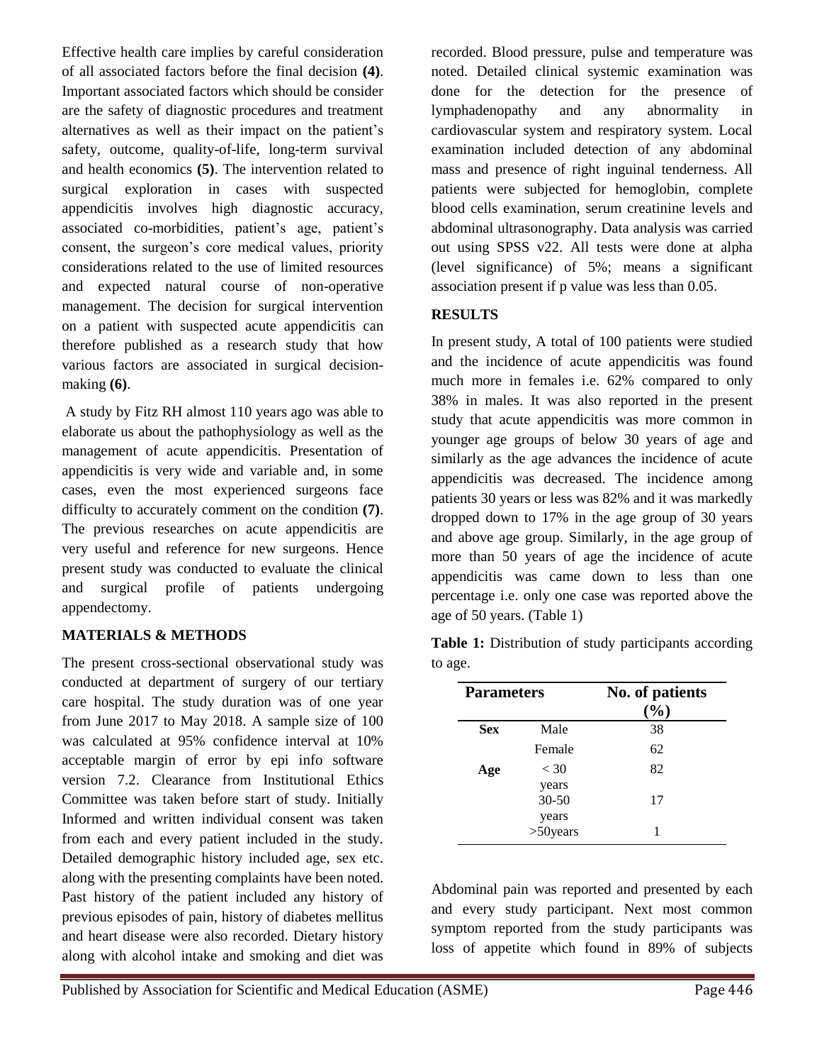Effective health care implies by careful consideration of all associated factors before the final decision **(4)**. Important associated factors which should be consider are the safety of diagnostic procedures and treatment alternatives as well as their impact on the patient's safety, outcome, quality-of-life, long-term survival and health economics **(5)**. The intervention related to surgical exploration in cases with suspected appendicitis involves high diagnostic accuracy, associated co-morbidities, patient's age, patient's consent, the surgeon's core medical values, priority considerations related to the use of limited resources and expected natural course of non-operative management. The decision for surgical intervention on a patient with suspected acute appendicitis can therefore published as a research study that how various factors are associated in surgical decision-making **(6)**.

A study by Fitz RH almost 110 years ago was able to elaborate us about the pathophysiology as well as the management of acute appendicitis. Presentation of appendicitis is very wide and variable and, in some cases, even the most experienced surgeons face difficulty to accurately comment on the condition **(7)**. The previous researches on acute appendicitis are very useful and reference for new surgeons. Hence present study was conducted to evaluate the clinical and surgical profile of patients undergoing appendectomy.

## MATERIALS & METHODS

The present cross-sectional observational study was conducted at department of surgery of our tertiary care hospital. The study duration was of one year from June 2017 to May 2018. A sample size of 100 was calculated at 95% confidence interval at 10% acceptable margin of error by epi info software version 7.2. Clearance from Institutional Ethics Committee was taken before start of study. Initially Informed and written individual consent was taken from each and every patient included in the study. Detailed demographic history included age, sex etc. along with the presenting complaints have been noted. Past history of the patient included any history of previous episodes of pain, history of diabetes mellitus and heart disease were also recorded. Dietary history along with alcohol intake and smoking and diet was recorded. Blood pressure, pulse and temperature was noted. Detailed clinical systemic examination was done for the detection for the presence of lymphadenopathy and any abnormality in cardiovascular system and respiratory system. Local examination included detection of any abdominal mass and presence of right inguinal tenderness. All patients were subjected for hemoglobin, complete blood cells examination, serum creatinine levels and abdominal ultrasonography. Data analysis was carried out using SPSS v22. All tests were done at alpha (level significance) of 5%; means a significant association present if p value was less than 0.05.

## RESULTS

In present study, A total of 100 patients were studied and the incidence of acute appendicitis was found much more in females i.e. 62% compared to only 38% in males. It was also reported in the present study that acute appendicitis was more common in younger age groups of below 30 years of age and similarly as the age advances the incidence of acute appendicitis was decreased. The incidence among patients 30 years or less was 82% and it was markedly dropped down to 17% in the age group of 30 years and above age group. Similarly, in the age group of more than 50 years of age the incidence of acute appendicitis was came down to less than one percentage i.e. only one case was reported above the age of 50 years. (Table 1)

**Table 1:** Distribution of study participants according to age.

| Parameters | | No. of patients (%) |
|---|---|---|
| **Sex** | Male | 38 |
| | Female | 62 |
| **Age** | < 30 years | 82 |
| | 30-50 years | 17 |
| | >50years | 1 |

Abdominal pain was reported and presented by each and every study participant. Next most common symptom reported from the study participants was loss of appetite which found in 89% of subjects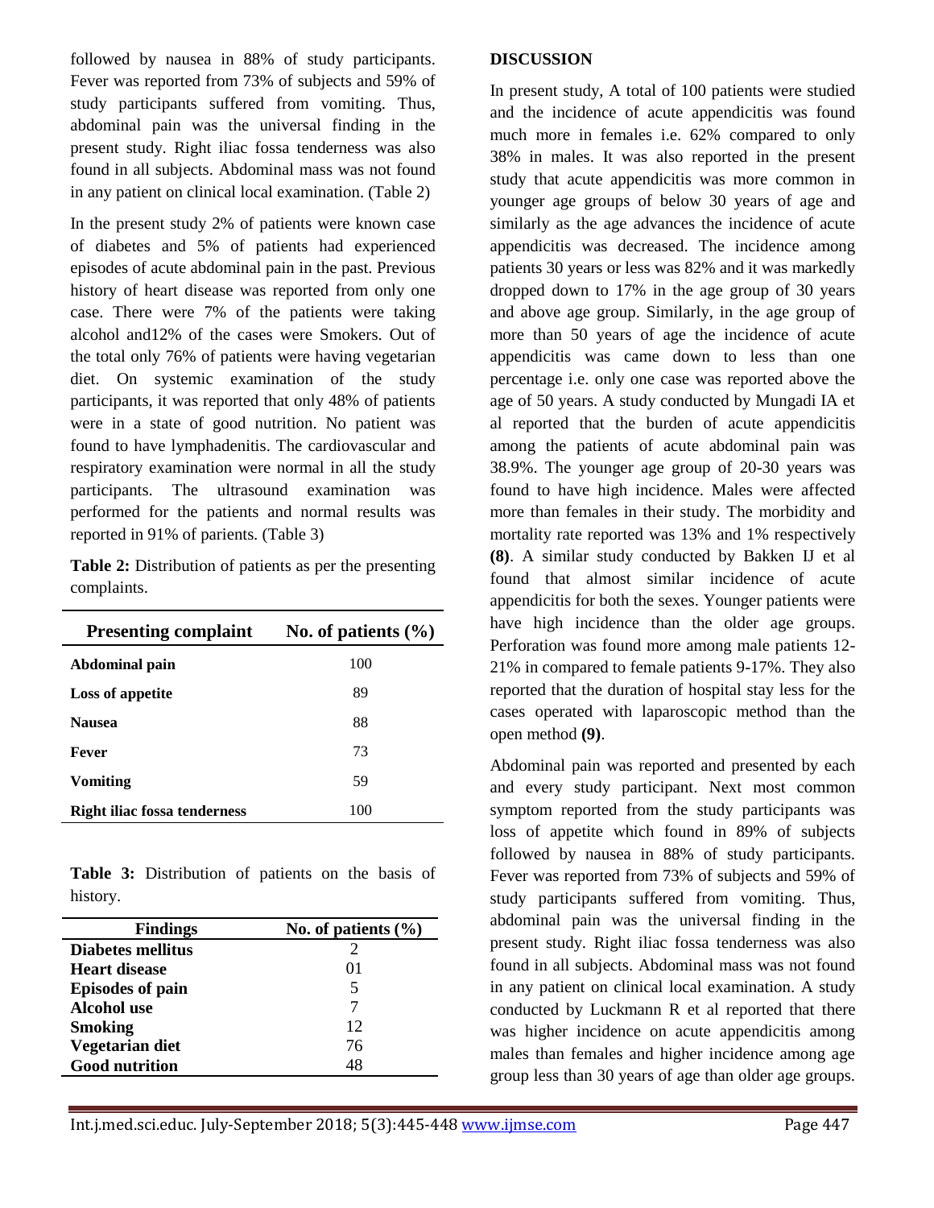followed by nausea in 88% of study participants. Fever was reported from 73% of subjects and 59% of study participants suffered from vomiting. Thus, abdominal pain was the universal finding in the present study. Right iliac fossa tenderness was also found in all subjects. Abdominal mass was not found in any patient on clinical local examination. (Table 2)

In the present study 2% of patients were known case of diabetes and 5% of patients had experienced episodes of acute abdominal pain in the past. Previous history of heart disease was reported from only one case. There were 7% of the patients were taking alcohol and12% of the cases were Smokers. Out of the total only 76% of patients were having vegetarian diet. On systemic examination of the study participants, it was reported that only 48% of patients were in a state of good nutrition. No patient was found to have lymphadenitis. The cardiovascular and respiratory examination were normal in all the study participants. The ultrasound examination was performed for the patients and normal results was reported in 91% of parients. (Table 3)

**Table 2:** Distribution of patients as per the presenting complaints.

| Presenting complaint | No. of patients (%) |
|---|---|
| **Abdominal pain** | 100 |
| **Loss of appetite** | 89 |
| **Nausea** | 88 |
| **Fever** | 73 |
| **Vomiting** | 59 |
| **Right iliac fossa tenderness** | 100 |

**Table 3:** Distribution of patients on the basis of history.

| Findings | No. of patients (%) |
|---|---|
| **Diabetes mellitus** | 2 |
| **Heart disease** | 01 |
| **Episodes of pain** | 5 |
| **Alcohol use** | 7 |
| **Smoking** | 12 |
| **Vegetarian diet** | 76 |
| **Good nutrition** | 48 |

**DISCUSSION**

In present study, A total of 100 patients were studied and the incidence of acute appendicitis was found much more in females i.e. 62% compared to only 38% in males. It was also reported in the present study that acute appendicitis was more common in younger age groups of below 30 years of age and similarly as the age advances the incidence of acute appendicitis was decreased. The incidence among patients 30 years or less was 82% and it was markedly dropped down to 17% in the age group of 30 years and above age group. Similarly, in the age group of more than 50 years of age the incidence of acute appendicitis was came down to less than one percentage i.e. only one case was reported above the age of 50 years. A study conducted by Mungadi IA et al reported that the burden of acute appendicitis among the patients of acute abdominal pain was 38.9%. The younger age group of 20-30 years was found to have high incidence. Males were affected more than females in their study. The morbidity and mortality rate reported was 13% and 1% respectively **(8)**. A similar study conducted by Bakken IJ et al found that almost similar incidence of acute appendicitis for both the sexes. Younger patients were have high incidence than the older age groups. Perforation was found more among male patients 12-21% in compared to female patients 9-17%. They also reported that the duration of hospital stay less for the cases operated with laparoscopic method than the open method **(9)**.

Abdominal pain was reported and presented by each and every study participant. Next most common symptom reported from the study participants was loss of appetite which found in 89% of subjects followed by nausea in 88% of study participants. Fever was reported from 73% of subjects and 59% of study participants suffered from vomiting. Thus, abdominal pain was the universal finding in the present study. Right iliac fossa tenderness was also found in all subjects. Abdominal mass was not found in any patient on clinical local examination. A study conducted by Luckmann R et al reported that there was higher incidence on acute appendicitis among males than females and higher incidence among age group less than 30 years of age than older age groups.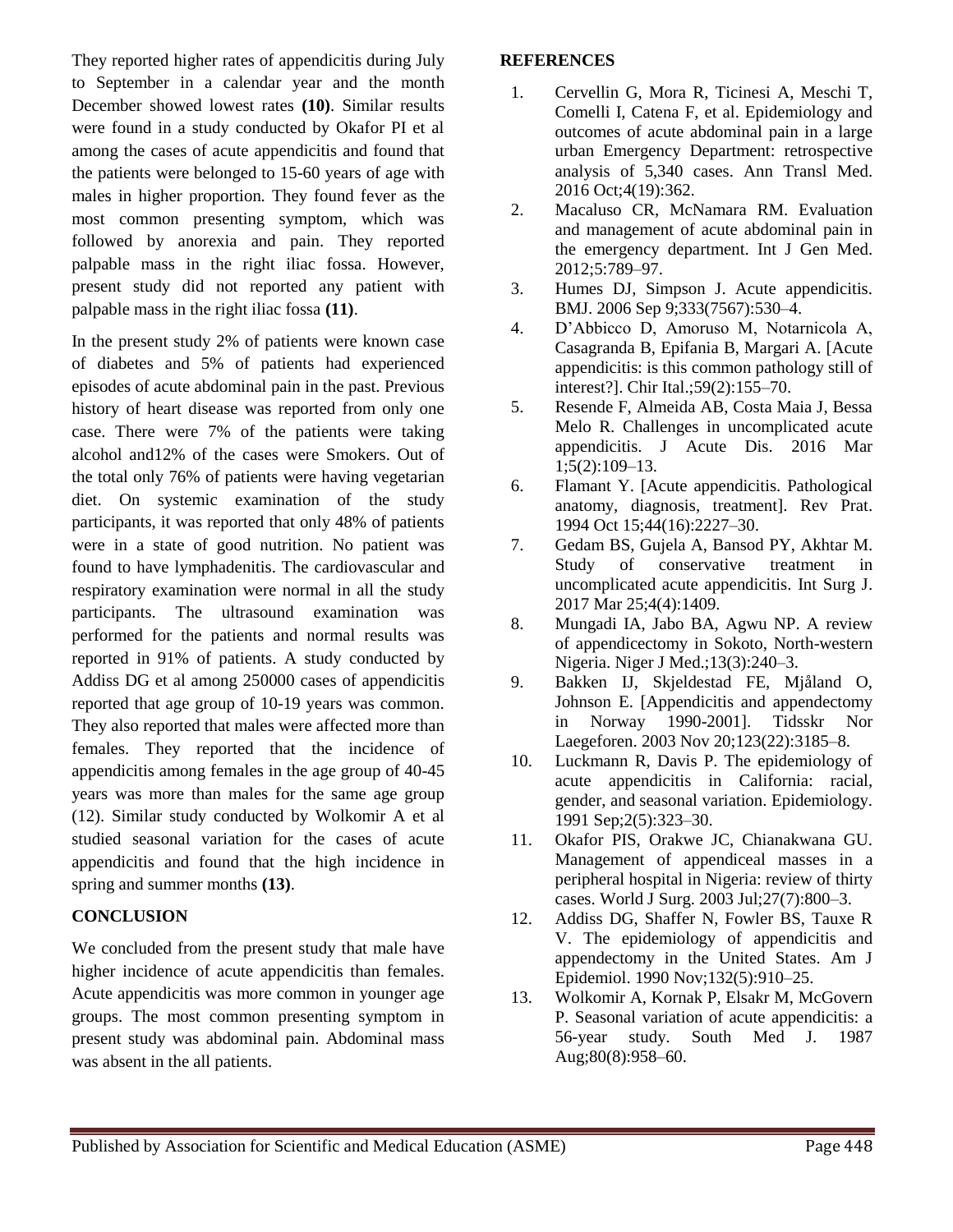They reported higher rates of appendicitis during July to September in a calendar year and the month December showed lowest rates **(10)**. Similar results were found in a study conducted by Okafor PI et al among the cases of acute appendicitis and found that the patients were belonged to 15-60 years of age with males in higher proportion. They found fever as the most common presenting symptom, which was followed by anorexia and pain. They reported palpable mass in the right iliac fossa. However, present study did not reported any patient with palpable mass in the right iliac fossa **(11)**.

In the present study 2% of patients were known case of diabetes and 5% of patients had experienced episodes of acute abdominal pain in the past. Previous history of heart disease was reported from only one case. There were 7% of the patients were taking alcohol and12% of the cases were Smokers. Out of the total only 76% of patients were having vegetarian diet. On systemic examination of the study participants, it was reported that only 48% of patients were in a state of good nutrition. No patient was found to have lymphadenitis. The cardiovascular and respiratory examination were normal in all the study participants. The ultrasound examination was performed for the patients and normal results was reported in 91% of patients. A study conducted by Addiss DG et al among 250000 cases of appendicitis reported that age group of 10-19 years was common. They also reported that males were affected more than females. They reported that the incidence of appendicitis among females in the age group of 40-45 years was more than males for the same age group (12). Similar study conducted by Wolkomir A et al studied seasonal variation for the cases of acute appendicitis and found that the high incidence in spring and summer months **(13)**.

## CONCLUSION

We concluded from the present study that male have higher incidence of acute appendicitis than females. Acute appendicitis was more common in younger age groups. The most common presenting symptom in present study was abdominal pain. Abdominal mass was absent in the all patients.

## REFERENCES

1. Cervellin G, Mora R, Ticinesi A, Meschi T, Comelli I, Catena F, et al. Epidemiology and outcomes of acute abdominal pain in a large urban Emergency Department: retrospective analysis of 5,340 cases. Ann Transl Med. 2016 Oct;4(19):362.
2. Macaluso CR, McNamara RM. Evaluation and management of acute abdominal pain in the emergency department. Int J Gen Med. 2012;5:789–97.
3. Humes DJ, Simpson J. Acute appendicitis. BMJ. 2006 Sep 9;333(7567):530–4.
4. D'Abbicco D, Amoruso M, Notarnicola A, Casagranda B, Epifania B, Margari A. [Acute appendicitis: is this common pathology still of interest?]. Chir Ital.;59(2):155–70.
5. Resende F, Almeida AB, Costa Maia J, Bessa Melo R. Challenges in uncomplicated acute appendicitis. J Acute Dis. 2016 Mar 1;5(2):109–13.
6. Flamant Y. [Acute appendicitis. Pathological anatomy, diagnosis, treatment]. Rev Prat. 1994 Oct 15;44(16):2227–30.
7. Gedam BS, Gujela A, Bansod PY, Akhtar M. Study of conservative treatment in uncomplicated acute appendicitis. Int Surg J. 2017 Mar 25;4(4):1409.
8. Mungadi IA, Jabo BA, Agwu NP. A review of appendicectomy in Sokoto, North-western Nigeria. Niger J Med.;13(3):240–3.
9. Bakken IJ, Skjeldestad FE, Mjåland O, Johnson E. [Appendicitis and appendectomy in Norway 1990-2001]. Tidsskr Nor Laegeforen. 2003 Nov 20;123(22):3185–8.
10. Luckmann R, Davis P. The epidemiology of acute appendicitis in California: racial, gender, and seasonal variation. Epidemiology. 1991 Sep;2(5):323–30.
11. Okafor PIS, Orakwe JC, Chianakwana GU. Management of appendiceal masses in a peripheral hospital in Nigeria: review of thirty cases. World J Surg. 2003 Jul;27(7):800–3.
12. Addiss DG, Shaffer N, Fowler BS, Tauxe R V. The epidemiology of appendicitis and appendectomy in the United States. Am J Epidemiol. 1990 Nov;132(5):910–25.
13. Wolkomir A, Kornak P, Elsakr M, McGovern P. Seasonal variation of acute appendicitis: a 56-year study. South Med J. 1987 Aug;80(8):958–60.